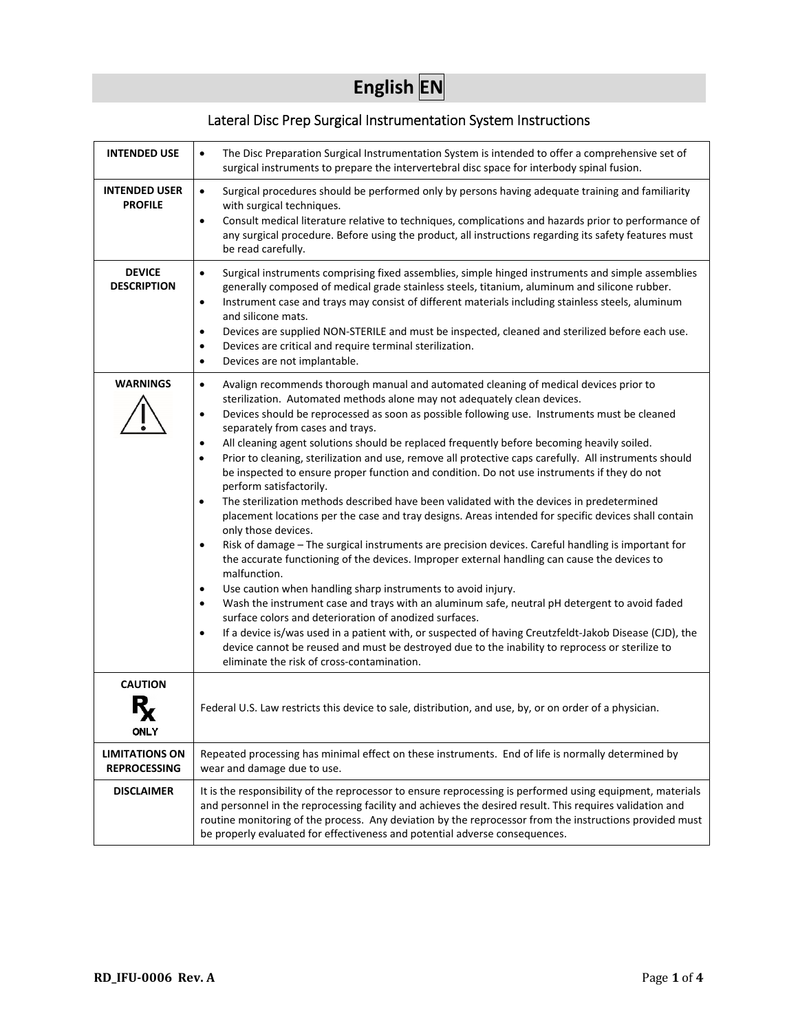# English EN

## Lateral Disc Prep Surgical Instrumentation System Instructions

| | |
|---|---|
| **INTENDED USE** | • The Disc Preparation Surgical Instrumentation System is intended to offer a comprehensive set of surgical instruments to prepare the intervertebral disc space for interbody spinal fusion. |
| **INTENDED USER PROFILE** | • Surgical procedures should be performed only by persons having adequate training and familiarity with surgical techniques.<br>• Consult medical literature relative to techniques, complications and hazards prior to performance of any surgical procedure. Before using the product, all instructions regarding its safety features must be read carefully. |
| **DEVICE DESCRIPTION** | • Surgical instruments comprising fixed assemblies, simple hinged instruments and simple assemblies generally composed of medical grade stainless steels, titanium, aluminum and silicone rubber.<br>• Instrument case and trays may consist of different materials including stainless steels, aluminum and silicone mats.<br>• Devices are supplied NON-STERILE and must be inspected, cleaned and sterilized before each use.<br>• Devices are critical and require terminal sterilization.<br>• Devices are not implantable. |
| **WARNINGS** | • Avalign recommends thorough manual and automated cleaning of medical devices prior to sterilization. Automated methods alone may not adequately clean devices.<br>• Devices should be reprocessed as soon as possible following use. Instruments must be cleaned separately from cases and trays.<br>• All cleaning agent solutions should be replaced frequently before becoming heavily soiled.<br>• Prior to cleaning, sterilization and use, remove all protective caps carefully. All instruments should be inspected to ensure proper function and condition. Do not use instruments if they do not perform satisfactorily.<br>• The sterilization methods described have been validated with the devices in predetermined placement locations per the case and tray designs. Areas intended for specific devices shall contain only those devices.<br>• Risk of damage – The surgical instruments are precision devices. Careful handling is important for the accurate functioning of the devices. Improper external handling can cause the devices to malfunction.<br>• Use caution when handling sharp instruments to avoid injury.<br>• Wash the instrument case and trays with an aluminum safe, neutral pH detergent to avoid faded surface colors and deterioration of anodized surfaces.<br>• If a device is/was used in a patient with, or suspected of having Creutzfeldt-Jakob Disease (CJD), the device cannot be reused and must be destroyed due to the inability to reprocess or sterilize to eliminate the risk of cross-contamination. |
| **CAUTION**<br>Rx ONLY | Federal U.S. Law restricts this device to sale, distribution, and use, by, or on order of a physician. |
| **LIMITATIONS ON REPROCESSING** | Repeated processing has minimal effect on these instruments. End of life is normally determined by wear and damage due to use. |
| **DISCLAIMER** | It is the responsibility of the reprocessor to ensure reprocessing is performed using equipment, materials and personnel in the reprocessing facility and achieves the desired result. This requires validation and routine monitoring of the process. Any deviation by the reprocessor from the instructions provided must be properly evaluated for effectiveness and potential adverse consequences. |

RD_IFU-0006 Rev. A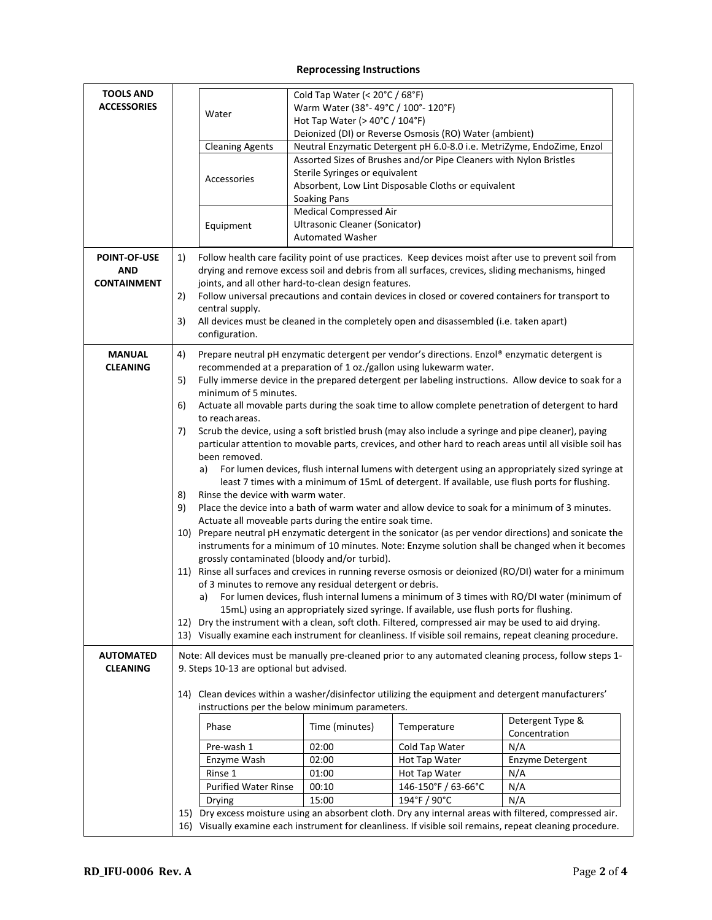# Reprocessing Instructions

## TOOLS AND ACCESSORIES

| | |
|---|---|
| Water | Cold Tap Water (< 20°C / 68°F)<br>Warm Water (38°- 49°C / 100°- 120°F)<br>Hot Tap Water (> 40°C / 104°F)<br>Deionized (DI) or Reverse Osmosis (RO) Water (ambient) |
| Cleaning Agents | Neutral Enzymatic Detergent pH 6.0-8.0 i.e. MetriZyme, EndoZime, Enzol |
| Accessories | Assorted Sizes of Brushes and/or Pipe Cleaners with Nylon Bristles<br>Sterile Syringes or equivalent<br>Absorbent, Low Lint Disposable Cloths or equivalent<br>Soaking Pans |
| Equipment | Medical Compressed Air<br>Ultrasonic Cleaner (Sonicator)<br>Automated Washer |

## POINT-OF-USE AND CONTAINMENT

1) Follow health care facility point of use practices. Keep devices moist after use to prevent soil from drying and remove excess soil and debris from all surfaces, crevices, sliding mechanisms, hinged joints, and all other hard-to-clean design features.
2) Follow universal precautions and contain devices in closed or covered containers for transport to central supply.
3) All devices must be cleaned in the completely open and disassembled (i.e. taken apart) configuration.

## MANUAL CLEANING

4) Prepare neutral pH enzymatic detergent per vendor's directions. Enzol® enzymatic detergent is recommended at a preparation of 1 oz./gallon using lukewarm water.
5) Fully immerse device in the prepared detergent per labeling instructions. Allow device to soak for a minimum of 5 minutes.
6) Actuate all movable parts during the soak time to allow complete penetration of detergent to hard to reach areas.
7) Scrub the device, using a soft bristled brush (may also include a syringe and pipe cleaner), paying particular attention to movable parts, crevices, and other hard to reach areas until all visible soil has been removed.
   a) For lumen devices, flush internal lumens with detergent using an appropriately sized syringe at least 7 times with a minimum of 15mL of detergent. If available, use flush ports for flushing.
8) Rinse the device with warm water.
9) Place the device into a bath of warm water and allow device to soak for a minimum of 3 minutes. Actuate all moveable parts during the entire soak time.
10) Prepare neutral pH enzymatic detergent in the sonicator (as per vendor directions) and sonicate the instruments for a minimum of 10 minutes. Note: Enzyme solution shall be changed when it becomes grossly contaminated (bloody and/or turbid).
11) Rinse all surfaces and crevices in running reverse osmosis or deionized (RO/DI) water for a minimum of 3 minutes to remove any residual detergent or debris.
    a) For lumen devices, flush internal lumens a minimum of 3 times with RO/DI water (minimum of 15mL) using an appropriately sized syringe. If available, use flush ports for flushing.
12) Dry the instrument with a clean, soft cloth. Filtered, compressed air may be used to aid drying.
13) Visually examine each instrument for cleanliness. If visible soil remains, repeat cleaning procedure.

## AUTOMATED CLEANING

Note: All devices must be manually pre-cleaned prior to any automated cleaning process, follow steps 1-9. Steps 10-13 are optional but advised.

14) Clean devices within a washer/disinfector utilizing the equipment and detergent manufacturers' instructions per the below minimum parameters.

| Phase | Time (minutes) | Temperature | Detergent Type & Concentration |
|---|---|---|---|
| Pre-wash 1 | 02:00 | Cold Tap Water | N/A |
| Enzyme Wash | 02:00 | Hot Tap Water | Enzyme Detergent |
| Rinse 1 | 01:00 | Hot Tap Water | N/A |
| Purified Water Rinse | 00:10 | 146-150°F / 63-66°C | N/A |
| Drying | 15:00 | 194°F / 90°C | N/A |

15) Dry excess moisture using an absorbent cloth. Dry any internal areas with filtered, compressed air.
16) Visually examine each instrument for cleanliness. If visible soil remains, repeat cleaning procedure.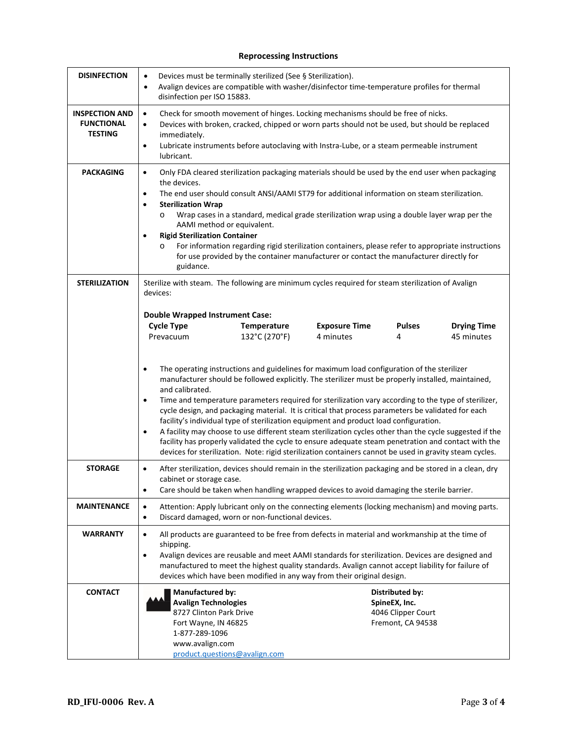## Reprocessing Instructions

**DISINFECTION**

- Devices must be terminally sterilized (See § Sterilization).
- Avalign devices are compatible with washer/disinfector time-temperature profiles for thermal disinfection per ISO 15883.

**INSPECTION AND FUNCTIONAL TESTING**

- Check for smooth movement of hinges. Locking mechanisms should be free of nicks.
- Devices with broken, cracked, chipped or worn parts should not be used, but should be replaced immediately.
- Lubricate instruments before autoclaving with Instra-Lube, or a steam permeable instrument lubricant.

**PACKAGING**

- Only FDA cleared sterilization packaging materials should be used by the end user when packaging the devices.
- The end user should consult ANSI/AAMI ST79 for additional information on steam sterilization.
- **Sterilization Wrap**
  - Wrap cases in a standard, medical grade sterilization wrap using a double layer wrap per the AAMI method or equivalent.
- **Rigid Sterilization Container**
  - For information regarding rigid sterilization containers, please refer to appropriate instructions for use provided by the container manufacturer or contact the manufacturer directly for guidance.

**STERILIZATION**

Sterilize with steam. The following are minimum cycles required for steam sterilization of Avalign devices:

**Double Wrapped Instrument Case:**

| Cycle Type | Temperature | Exposure Time | Pulses | Drying Time |
|---|---|---|---|---|
| Prevacuum | 132°C (270°F) | 4 minutes | 4 | 45 minutes |

- The operating instructions and guidelines for maximum load configuration of the sterilizer manufacturer should be followed explicitly. The sterilizer must be properly installed, maintained, and calibrated.
- Time and temperature parameters required for sterilization vary according to the type of sterilizer, cycle design, and packaging material. It is critical that process parameters be validated for each facility's individual type of sterilization equipment and product load configuration.
- A facility may choose to use different steam sterilization cycles other than the cycle suggested if the facility has properly validated the cycle to ensure adequate steam penetration and contact with the devices for sterilization. Note: rigid sterilization containers cannot be used in gravity steam cycles.

**STORAGE**

- After sterilization, devices should remain in the sterilization packaging and be stored in a clean, dry cabinet or storage case.
- Care should be taken when handling wrapped devices to avoid damaging the sterile barrier.

**MAINTENANCE**

- Attention: Apply lubricant only on the connecting elements (locking mechanism) and moving parts.
- Discard damaged, worn or non-functional devices.

**WARRANTY**

- All products are guaranteed to be free from defects in material and workmanship at the time of shipping.
- Avalign devices are reusable and meet AAMI standards for sterilization. Devices are designed and manufactured to meet the highest quality standards. Avalign cannot accept liability for failure of devices which have been modified in any way from their original design.

**CONTACT**

**Manufactured by:**
**Avalign Technologies**
8727 Clinton Park Drive
Fort Wayne, IN 46825
1-877-289-1096
www.avalign.com
product.questions@avalign.com

**Distributed by:**
**SpineEX, Inc.**
4046 Clipper Court
Fremont, CA 94538

RD_IFU-0006 Rev. A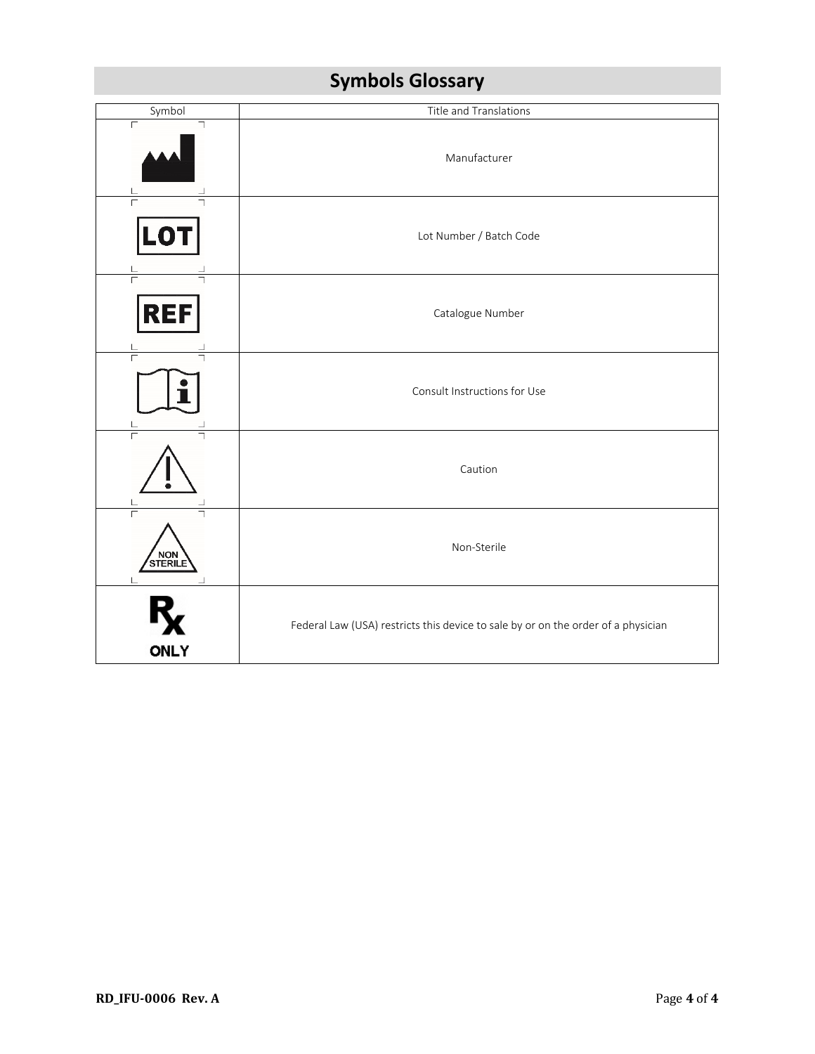# Symbols Glossary

| Symbol | Title and Translations |
| --- | --- |
| | Manufacturer |
| LOT | Lot Number / Batch Code |
| REF | Catalogue Number |
| | Consult Instructions for Use |
| | Caution |
| NON STERILE | Non-Sterile |
| Rx ONLY | Federal Law (USA) restricts this device to sale by or on the order of a physician |